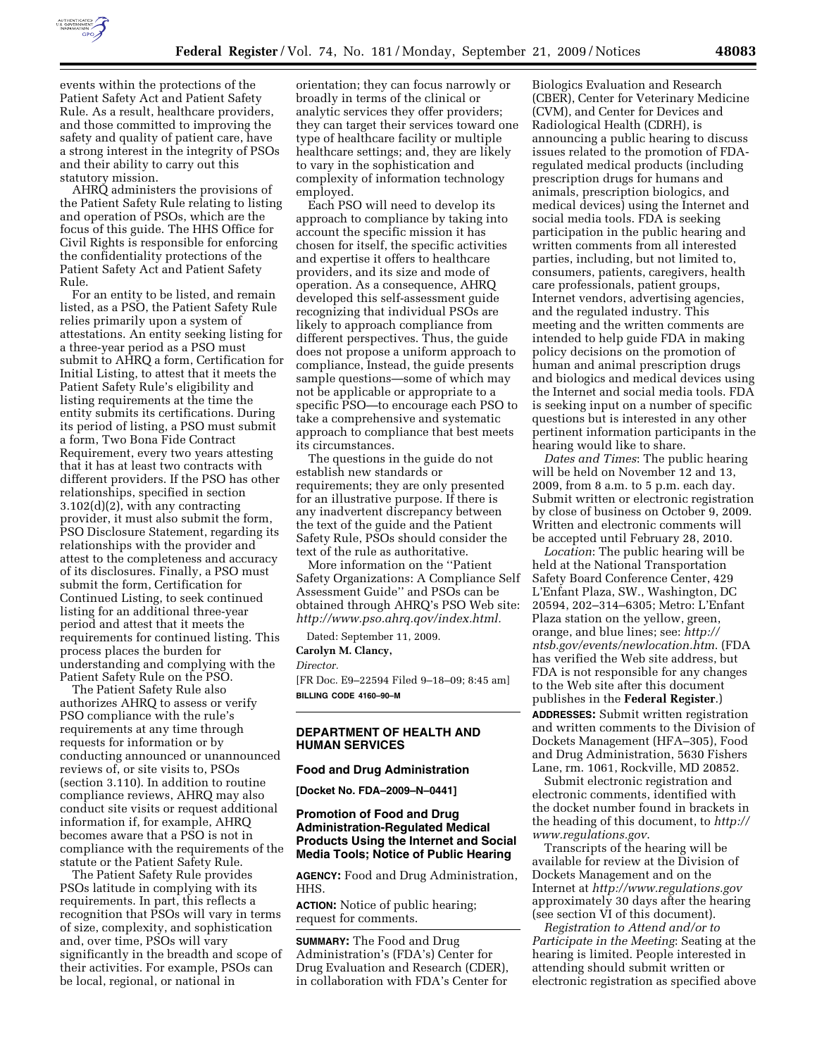events within the protections of the Patient Safety Act and Patient Safety Rule. As a result, healthcare providers, and those committed to improving the safety and quality of patient care, have a strong interest in the integrity of PSOs and their ability to carry out this statutory mission.

AHRQ administers the provisions of the Patient Safety Rule relating to listing and operation of PSOs, which are the focus of this guide. The HHS Office for Civil Rights is responsible for enforcing the confidentiality protections of the Patient Safety Act and Patient Safety Rule.

For an entity to be listed, and remain listed, as a PSO, the Patient Safety Rule relies primarily upon a system of attestations. An entity seeking listing for a three-year period as a PSO must submit to AHRQ a form, Certification for Initial Listing, to attest that it meets the Patient Safety Rule's eligibility and listing requirements at the time the entity submits its certifications. During its period of listing, a PSO must submit a form, Two Bona Fide Contract Requirement, every two years attesting that it has at least two contracts with different providers. If the PSO has other relationships, specified in section 3.102(d)(2), with any contracting provider, it must also submit the form, PSO Disclosure Statement, regarding its relationships with the provider and attest to the completeness and accuracy of its disclosures. Finally, a PSO must submit the form, Certification for Continued Listing, to seek continued listing for an additional three-year period and attest that it meets the requirements for continued listing. This process places the burden for understanding and complying with the Patient Safety Rule on the PSO.

The Patient Safety Rule also authorizes AHRQ to assess or verify PSO compliance with the rule's requirements at any time through requests for information or by conducting announced or unannounced reviews of, or site visits to, PSOs (section 3.110). In addition to routine compliance reviews, AHRQ may also conduct site visits or request additional information if, for example, AHRQ becomes aware that a PSO is not in compliance with the requirements of the statute or the Patient Safety Rule.

The Patient Safety Rule provides PSOs latitude in complying with its requirements. In part, this reflects a recognition that PSOs will vary in terms of size, complexity, and sophistication and, over time, PSOs will vary significantly in the breadth and scope of their activities. For example, PSOs can be local, regional, or national in orientation; they can focus narrowly or broadly in terms of the clinical or analytic services they offer providers; they can target their services toward one type of healthcare facility or multiple healthcare settings; and, they are likely to vary in the sophistication and complexity of information technology employed.

Each PSO will need to develop its approach to compliance by taking into account the specific mission it has chosen for itself, the specific activities and expertise it offers to healthcare providers, and its size and mode of operation. As a consequence, AHRQ developed this self-assessment guide recognizing that individual PSOs are likely to approach compliance from different perspectives. Thus, the guide does not propose a uniform approach to compliance, Instead, the guide presents sample questions—some of which may not be applicable or appropriate to a specific PSO—to encourage each PSO to take a comprehensive and systematic approach to compliance that best meets its circumstances.

The questions in the guide do not establish new standards or requirements; they are only presented for an illustrative purpose. If there is any inadvertent discrepancy between the text of the guide and the Patient Safety Rule, PSOs should consider the text of the rule as authoritative.

More information on the ''Patient Safety Organizations: A Compliance Self Assessment Guide'' and PSOs can be obtained through AHRQ's PSO Web site: *http://www.pso.ahrq.gov/index.html.*

Dated: September 11, 2009.

**Carolyn M. Clancy,**

*Director.*

[FR Doc. E9–22594 Filed 9–18–09; 8:45 am]

**BILLING CODE 4160–90–M**

## DEPARTMENT OF HEALTH AND HUMAN SERVICES

### Food and Drug Administration

**[Docket No. FDA–2009–N–0441]**

### Promotion of Food and Drug Administration-Regulated Medical Products Using the Internet and Social Media Tools; Notice of Public Hearing

**AGENCY:** Food and Drug Administration, HHS.

**ACTION:** Notice of public hearing; request for comments.

**SUMMARY:** The Food and Drug Administration's (FDA's) Center for Drug Evaluation and Research (CDER), in collaboration with FDA's Center for Biologics Evaluation and Research (CBER), Center for Veterinary Medicine (CVM), and Center for Devices and Radiological Health (CDRH), is announcing a public hearing to discuss issues related to the promotion of FDA-regulated medical products (including prescription drugs for humans and animals, prescription biologics, and medical devices) using the Internet and social media tools. FDA is seeking participation in the public hearing and written comments from all interested parties, including, but not limited to, consumers, patients, caregivers, health care professionals, patient groups, Internet vendors, advertising agencies, and the regulated industry. This meeting and the written comments are intended to help guide FDA in making policy decisions on the promotion of human and animal prescription drugs and biologics and medical devices using the Internet and social media tools. FDA is seeking input on a number of specific questions but is interested in any other pertinent information participants in the hearing would like to share.

*Dates and Times*: The public hearing will be held on November 12 and 13, 2009, from 8 a.m. to 5 p.m. each day. Submit written or electronic registration by close of business on October 9, 2009. Written and electronic comments will be accepted until February 28, 2010.

*Location*: The public hearing will be held at the National Transportation Safety Board Conference Center, 429 L'Enfant Plaza, SW., Washington, DC 20594, 202–314–6305; Metro: L'Enfant Plaza station on the yellow, green, orange, and blue lines; see: *http://ntsb.gov/events/newlocation.htm*. (FDA has verified the Web site address, but FDA is not responsible for any changes to the Web site after this document publishes in the **Federal Register**.)

**ADDRESSES:** Submit written registration and written comments to the Division of Dockets Management (HFA–305), Food and Drug Administration, 5630 Fishers Lane, rm. 1061, Rockville, MD 20852.

Submit electronic registration and electronic comments, identified with the docket number found in brackets in the heading of this document, to *http://www.regulations.gov*.

Transcripts of the hearing will be available for review at the Division of Dockets Management and on the Internet at *http://www.regulations.gov* approximately 30 days after the hearing (see section VI of this document).

*Registration to Attend and/or to Participate in the Meeting*: Seating at the hearing is limited. People interested in attending should submit written or electronic registration as specified above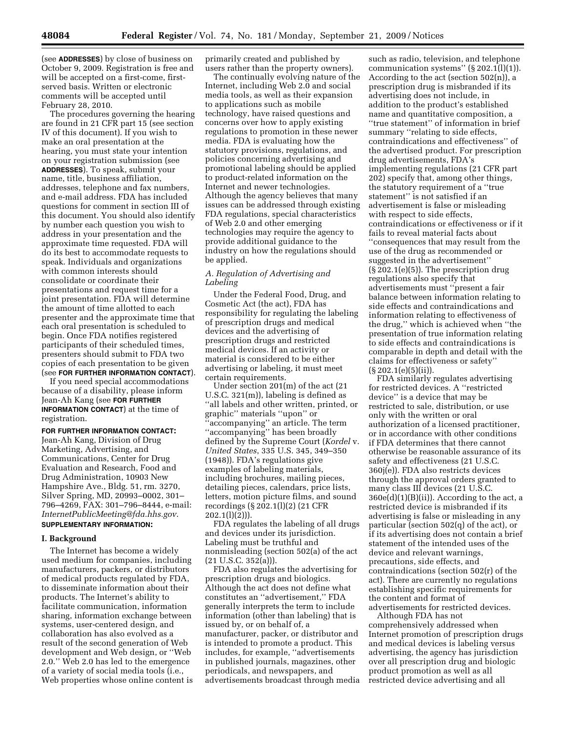(see **ADDRESSES**) by close of business on October 9, 2009. Registration is free and will be accepted on a first-come, first-served basis. Written or electronic comments will be accepted until February 28, 2010.

The procedures governing the hearing are found in 21 CFR part 15 (see section IV of this document). If you wish to make an oral presentation at the hearing, you must state your intention on your registration submission (see **ADDRESSES**). To speak, submit your name, title, business affiliation, addresses, telephone and fax numbers, and e-mail address. FDA has included questions for comment in section III of this document. You should also identify by number each question you wish to address in your presentation and the approximate time requested. FDA will do its best to accommodate requests to speak. Individuals and organizations with common interests should consolidate or coordinate their presentations and request time for a joint presentation. FDA will determine the amount of time allotted to each presenter and the approximate time that each oral presentation is scheduled to begin. Once FDA notifies registered participants of their scheduled times, presenters should submit to FDA two copies of each presentation to be given (see **FOR FURTHER INFORMATION CONTACT**).

If you need special accommodations because of a disability, please inform Jean-Ah Kang (see **FOR FURTHER INFORMATION CONTACT**) at the time of registration.

**FOR FURTHER INFORMATION CONTACT:** Jean-Ah Kang, Division of Drug Marketing, Advertising, and Communications, Center for Drug Evaluation and Research, Food and Drug Administration, 10903 New Hampshire Ave., Bldg. 51, rm. 3270, Silver Spring, MD, 20993–0002, 301–796–4269, FAX: 301–796–8444, e-mail: *InternetPublicMeeting@fda.hhs.gov*.

**SUPPLEMENTARY INFORMATION:**

## I. Background

The Internet has become a widely used medium for companies, including manufacturers, packers, or distributors of medical products regulated by FDA, to disseminate information about their products. The Internet's ability to facilitate communication, information sharing, information exchange between systems, user-centered design, and collaboration has also evolved as a result of the second generation of Web development and Web design, or "Web 2.0." Web 2.0 has led to the emergence of a variety of social media tools (i.e., Web properties whose online content is primarily created and published by users rather than the property owners).

The continually evolving nature of the Internet, including Web 2.0 and social media tools, as well as their expansion to applications such as mobile technology, have raised questions and concerns over how to apply existing regulations to promotion in these newer media. FDA is evaluating how the statutory provisions, regulations, and policies concerning advertising and promotional labeling should be applied to product-related information on the Internet and newer technologies. Although the agency believes that many issues can be addressed through existing FDA regulations, special characteristics of Web 2.0 and other emerging technologies may require the agency to provide additional guidance to the industry on how the regulations should be applied.

### *A. Regulation of Advertising and Labeling*

Under the Federal Food, Drug, and Cosmetic Act (the act), FDA has responsibility for regulating the labeling of prescription drugs and medical devices and the advertising of prescription drugs and restricted medical devices. If an activity or material is considered to be either advertising or labeling, it must meet certain requirements.

Under section 201(m) of the act (21 U.S.C. 321(m)), labeling is defined as "all labels and other written, printed, or graphic" materials "upon" or "accompanying" an article. The term "accompanying" has been broadly defined by the Supreme Court (*Kordel* v. *United States*, 335 U.S. 345, 349–350 (1948)). FDA's regulations give examples of labeling materials, including brochures, mailing pieces, detailing pieces, calendars, price lists, letters, motion picture films, and sound recordings (§ 202.1(l)(2) (21 CFR 202.1(l)(2))).

FDA regulates the labeling of all drugs and devices under its jurisdiction. Labeling must be truthful and nonmisleading (section 502(a) of the act (21 U.S.C. 352(a))).

FDA also regulates the advertising for prescription drugs and biologics. Although the act does not define what constitutes an "advertisement," FDA generally interprets the term to include information (other than labeling) that is issued by, or on behalf of, a manufacturer, packer, or distributor and is intended to promote a product. This includes, for example, "advertisements in published journals, magazines, other periodicals, and newspapers, and advertisements broadcast through media such as radio, television, and telephone communication systems" (§ 202.1(l)(1)). According to the act (section 502(n)), a prescription drug is misbranded if its advertising does not include, in addition to the product's established name and quantitative composition, a "true statement" of information in brief summary "relating to side effects, contraindications and effectiveness" of the advertised product. For prescription drug advertisements, FDA's implementing regulations (21 CFR part 202) specify that, among other things, the statutory requirement of a "true statement" is not satisfied if an advertisement is false or misleading with respect to side effects, contraindications or effectiveness or if it fails to reveal material facts about "consequences that may result from the use of the drug as recommended or suggested in the advertisement" (§ 202.1(e)(5)). The prescription drug regulations also specify that advertisements must "present a fair balance between information relating to side effects and contraindications and information relating to effectiveness of the drug," which is achieved when "the presentation of true information relating to side effects and contraindications is comparable in depth and detail with the claims for effectiveness or safety" (§ 202.1(e)(5)(ii)).

FDA similarly regulates advertising for restricted devices. A "restricted device" is a device that may be restricted to sale, distribution, or use only with the written or oral authorization of a licensed practitioner, or in accordance with other conditions if FDA determines that there cannot otherwise be reasonable assurance of its safety and effectiveness (21 U.S.C. 360j(e)). FDA also restricts devices through the approval orders granted to many class III devices (21 U.S.C. 360e(d)(1)(B)(ii)). According to the act, a restricted device is misbranded if its advertising is false or misleading in any particular (section 502(q) of the act), or if its advertising does not contain a brief statement of the intended uses of the device and relevant warnings, precautions, side effects, and contraindications (section 502(r) of the act). There are currently no regulations establishing specific requirements for the content and format of advertisements for restricted devices.

Although FDA has not comprehensively addressed when Internet promotion of prescription drugs and medical devices is labeling versus advertising, the agency has jurisdiction over all prescription drug and biologic product promotion as well as all restricted device advertising and all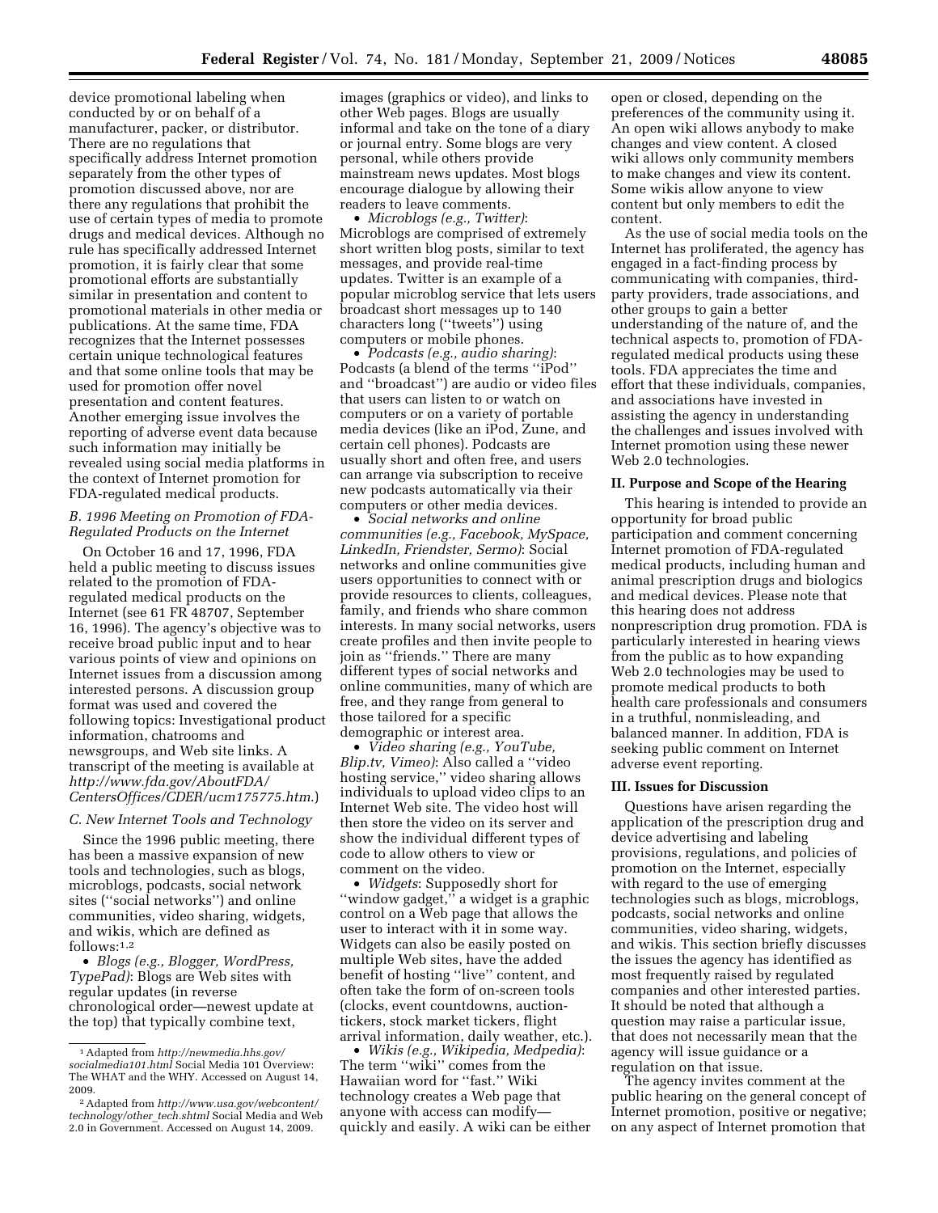device promotional labeling when conducted by or on behalf of a manufacturer, packer, or distributor. There are no regulations that specifically address Internet promotion separately from the other types of promotion discussed above, nor are there any regulations that prohibit the use of certain types of media to promote drugs and medical devices. Although no rule has specifically addressed Internet promotion, it is fairly clear that some promotional efforts are substantially similar in presentation and content to promotional materials in other media or publications. At the same time, FDA recognizes that the Internet possesses certain unique technological features and that some online tools that may be used for promotion offer novel presentation and content features. Another emerging issue involves the reporting of adverse event data because such information may initially be revealed using social media platforms in the context of Internet promotion for FDA-regulated medical products.

### *B. 1996 Meeting on Promotion of FDA-Regulated Products on the Internet*

On October 16 and 17, 1996, FDA held a public meeting to discuss issues related to the promotion of FDA-regulated medical products on the Internet (see 61 FR 48707, September 16, 1996). The agency's objective was to receive broad public input and to hear various points of view and opinions on Internet issues from a discussion among interested persons. A discussion group format was used and covered the following topics: Investigational product information, chatrooms and newsgroups, and Web site links. A transcript of the meeting is available at *http://www.fda.gov/AboutFDA/CentersOffices/CDER/ucm175775.htm*.)

### *C. New Internet Tools and Technology*

Since the 1996 public meeting, there has been a massive expansion of new tools and technologies, such as blogs, microblogs, podcasts, social network sites (''social networks'') and online communities, video sharing, widgets, and wikis, which are defined as follows:[1,2]

- *Blogs (e.g., Blogger, WordPress, TypePad)*: Blogs are Web sites with regular updates (in reverse chronological order—newest update at the top) that typically combine text, images (graphics or video), and links to other Web pages. Blogs are usually informal and take on the tone of a diary or journal entry. Some blogs are very personal, while others provide mainstream news updates. Most blogs encourage dialogue by allowing their readers to leave comments.
- *Microblogs (e.g., Twitter)*: Microblogs are comprised of extremely short written blog posts, similar to text messages, and provide real-time updates. Twitter is an example of a popular microblog service that lets users broadcast short messages up to 140 characters long (''tweets'') using computers or mobile phones.
- *Podcasts (e.g., audio sharing)*: Podcasts (a blend of the terms ''iPod'' and ''broadcast'') are audio or video files that users can listen to or watch on computers or on a variety of portable media devices (like an iPod, Zune, and certain cell phones). Podcasts are usually short and often free, and users can arrange via subscription to receive new podcasts automatically via their computers or other media devices.
- *Social networks and online communities (e.g., Facebook, MySpace, LinkedIn, Friendster, Sermo)*: Social networks and online communities give users opportunities to connect with or provide resources to clients, colleagues, family, and friends who share common interests. In many social networks, users create profiles and then invite people to join as ''friends.'' There are many different types of social networks and online communities, many of which are free, and they range from general to those tailored for a specific demographic or interest area.
- *Video sharing (e.g., YouTube, Blip.tv, Vimeo)*: Also called a ''video hosting service,'' video sharing allows individuals to upload video clips to an Internet Web site. The video host will then store the video on its server and show the individual different types of code to allow others to view or comment on the video.
- *Widgets*: Supposedly short for ''window gadget,'' a widget is a graphic control on a Web page that allows the user to interact with it in some way. Widgets can also be easily posted on multiple Web sites, have the added benefit of hosting ''live'' content, and often take the form of on-screen tools (clocks, event countdowns, auction-tickers, stock market tickers, flight arrival information, daily weather, etc.).
- *Wikis (e.g., Wikipedia, Medpedia)*: The term ''wiki'' comes from the Hawaiian word for ''fast.'' Wiki technology creates a Web page that anyone with access can modify—quickly and easily. A wiki can be either open or closed, depending on the preferences of the community using it. An open wiki allows anybody to make changes and view content. A closed wiki allows only community members to make changes and view its content. Some wikis allow anyone to view content but only members to edit the content.

As the use of social media tools on the Internet has proliferated, the agency has engaged in a fact-finding process by communicating with companies, third-party providers, trade associations, and other groups to gain a better understanding of the nature of, and the technical aspects to, promotion of FDA-regulated medical products using these tools. FDA appreciates the time and effort that these individuals, companies, and associations have invested in assisting the agency in understanding the challenges and issues involved with Internet promotion using these newer Web 2.0 technologies.

## II. Purpose and Scope of the Hearing

This hearing is intended to provide an opportunity for broad public participation and comment concerning Internet promotion of FDA-regulated medical products, including human and animal prescription drugs and biologics and medical devices. Please note that this hearing does not address nonprescription drug promotion. FDA is particularly interested in hearing views from the public as to how expanding Web 2.0 technologies may be used to promote medical products to both health care professionals and consumers in a truthful, nonmisleading, and balanced manner. In addition, FDA is seeking public comment on Internet adverse event reporting.

## III. Issues for Discussion

Questions have arisen regarding the application of the prescription drug and device advertising and labeling provisions, regulations, and policies of promotion on the Internet, especially with regard to the use of emerging technologies such as blogs, microblogs, podcasts, social networks and online communities, video sharing, widgets, and wikis. This section briefly discusses the issues the agency has identified as most frequently raised by regulated companies and other interested parties. It should be noted that although a question may raise a particular issue, that does not necessarily mean that the agency will issue guidance or a regulation on that issue.

The agency invites comment at the public hearing on the general concept of Internet promotion, positive or negative; on any aspect of Internet promotion that

---

[1] Adapted from *http://newmedia.hhs.gov/socialmedia101.html* Social Media 101 Overview: The WHAT and the WHY. Accessed on August 14, 2009.

[2] Adapted from *http://www.usa.gov/webcontent/technology/other_tech.shtml* Social Media and Web 2.0 in Government. Accessed on August 14, 2009.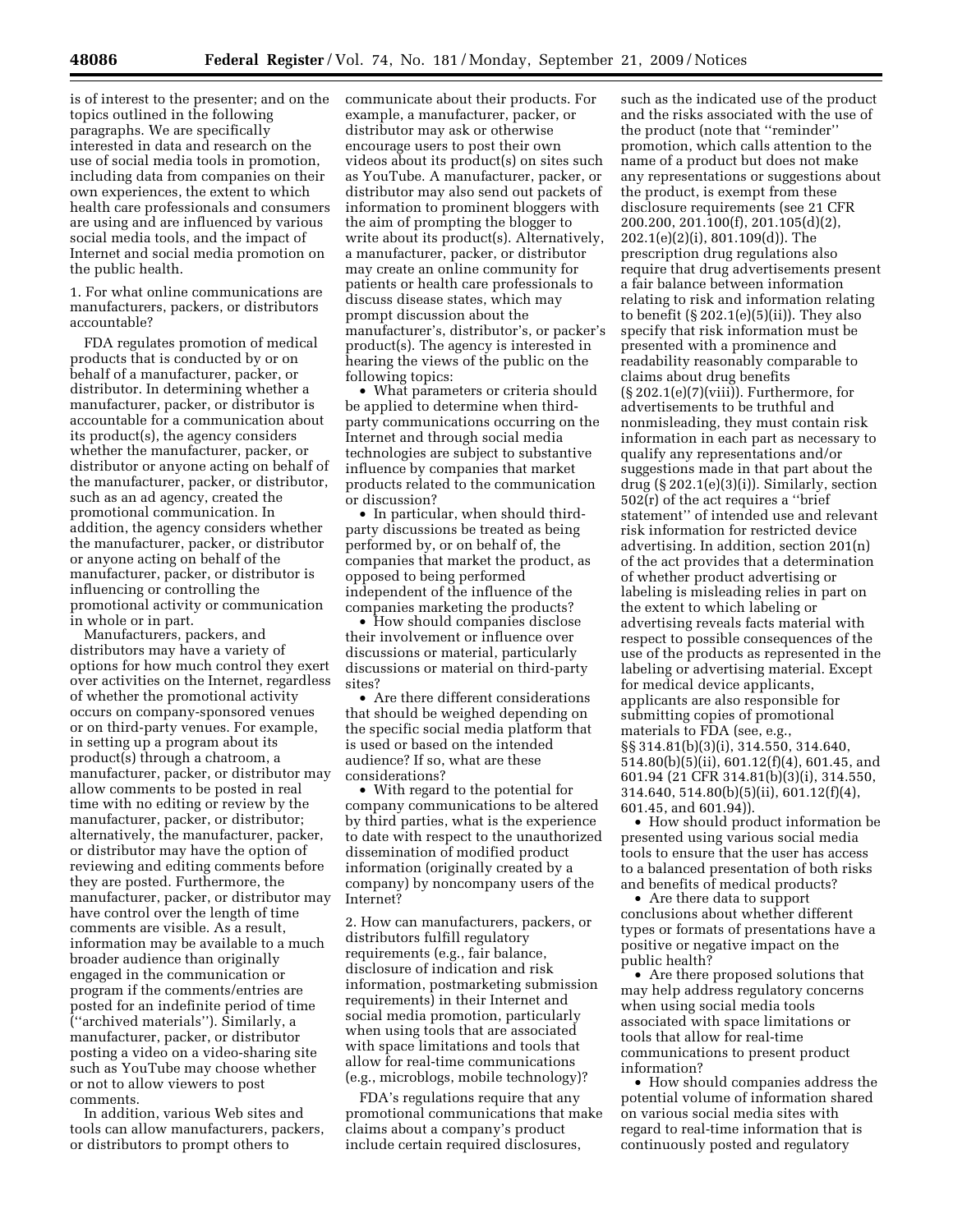is of interest to the presenter; and on the topics outlined in the following paragraphs. We are specifically interested in data and research on the use of social media tools in promotion, including data from companies on their own experiences, the extent to which health care professionals and consumers are using and are influenced by various social media tools, and the impact of Internet and social media promotion on the public health.

1. For what online communications are manufacturers, packers, or distributors accountable?

FDA regulates promotion of medical products that is conducted by or on behalf of a manufacturer, packer, or distributor. In determining whether a manufacturer, packer, or distributor is accountable for a communication about its product(s), the agency considers whether the manufacturer, packer, or distributor or anyone acting on behalf of the manufacturer, packer, or distributor, such as an ad agency, created the promotional communication. In addition, the agency considers whether the manufacturer, packer, or distributor or anyone acting on behalf of the manufacturer, packer, or distributor is influencing or controlling the promotional activity or communication in whole or in part.

Manufacturers, packers, and distributors may have a variety of options for how much control they exert over activities on the Internet, regardless of whether the promotional activity occurs on company-sponsored venues or on third-party venues. For example, in setting up a program about its product(s) through a chatroom, a manufacturer, packer, or distributor may allow comments to be posted in real time with no editing or review by the manufacturer, packer, or distributor; alternatively, the manufacturer, packer, or distributor may have the option of reviewing and editing comments before they are posted. Furthermore, the manufacturer, packer, or distributor may have control over the length of time comments are visible. As a result, information may be available to a much broader audience than originally engaged in the communication or program if the comments/entries are posted for an indefinite period of time (''archived materials''). Similarly, a manufacturer, packer, or distributor posting a video on a video-sharing site such as YouTube may choose whether or not to allow viewers to post comments.

In addition, various Web sites and tools can allow manufacturers, packers, or distributors to prompt others to communicate about their products. For example, a manufacturer, packer, or distributor may ask or otherwise encourage users to post their own videos about its product(s) on sites such as YouTube. A manufacturer, packer, or distributor may also send out packets of information to prominent bloggers with the aim of prompting the blogger to write about its product(s). Alternatively, a manufacturer, packer, or distributor may create an online community for patients or health care professionals to discuss disease states, which may prompt discussion about the manufacturer's, distributor's, or packer's product(s). The agency is interested in hearing the views of the public on the following topics:

- What parameters or criteria should be applied to determine when third-party communications occurring on the Internet and through social media technologies are subject to substantive influence by companies that market products related to the communication or discussion?
- In particular, when should third-party discussions be treated as being performed by, or on behalf of, the companies that market the product, as opposed to being performed independent of the influence of the companies marketing the products?
- How should companies disclose their involvement or influence over discussions or material, particularly discussions or material on third-party sites?
- Are there different considerations that should be weighed depending on the specific social media platform that is used or based on the intended audience? If so, what are these considerations?
- With regard to the potential for company communications to be altered by third parties, what is the experience to date with respect to the unauthorized dissemination of modified product information (originally created by a company) by noncompany users of the Internet?

2. How can manufacturers, packers, or distributors fulfill regulatory requirements (e.g., fair balance, disclosure of indication and risk information, postmarketing submission requirements) in their Internet and social media promotion, particularly when using tools that are associated with space limitations and tools that allow for real-time communications (e.g., microblogs, mobile technology)?

FDA's regulations require that any promotional communications that make claims about a company's product include certain required disclosures, such as the indicated use of the product and the risks associated with the use of the product (note that ''reminder'' promotion, which calls attention to the name of a product but does not make any representations or suggestions about the product, is exempt from these disclosure requirements (see 21 CFR 200.200, 201.100(f), 201.105(d)(2), 202.1(e)(2)(i), 801.109(d)). The prescription drug regulations also require that drug advertisements present a fair balance between information relating to risk and information relating to benefit (§ 202.1(e)(5)(ii)). They also specify that risk information must be presented with a prominence and readability reasonably comparable to claims about drug benefits (§ 202.1(e)(7)(viii)). Furthermore, for advertisements to be truthful and nonmisleading, they must contain risk information in each part as necessary to qualify any representations and/or suggestions made in that part about the drug (§ 202.1(e)(3)(i)). Similarly, section 502(r) of the act requires a ''brief statement'' of intended use and relevant risk information for restricted device advertising. In addition, section 201(n) of the act provides that a determination of whether product advertising or labeling is misleading relies in part on the extent to which labeling or advertising reveals facts material with respect to possible consequences of the use of the products as represented in the labeling or advertising material. Except for medical device applicants, applicants are also responsible for submitting copies of promotional materials to FDA (see, e.g., §§ 314.81(b)(3)(i), 314.550, 314.640, 514.80(b)(5)(ii), 601.12(f)(4), 601.45, and 601.94 (21 CFR 314.81(b)(3)(i), 314.550, 314.640, 514.80(b)(5)(ii), 601.12(f)(4), 601.45, and 601.94)).

- How should product information be presented using various social media tools to ensure that the user has access to a balanced presentation of both risks and benefits of medical products?
- Are there data to support conclusions about whether different types or formats of presentations have a positive or negative impact on the public health?
- Are there proposed solutions that may help address regulatory concerns when using social media tools associated with space limitations or tools that allow for real-time communications to present product information?
- How should companies address the potential volume of information shared on various social media sites with regard to real-time information that is continuously posted and regulatory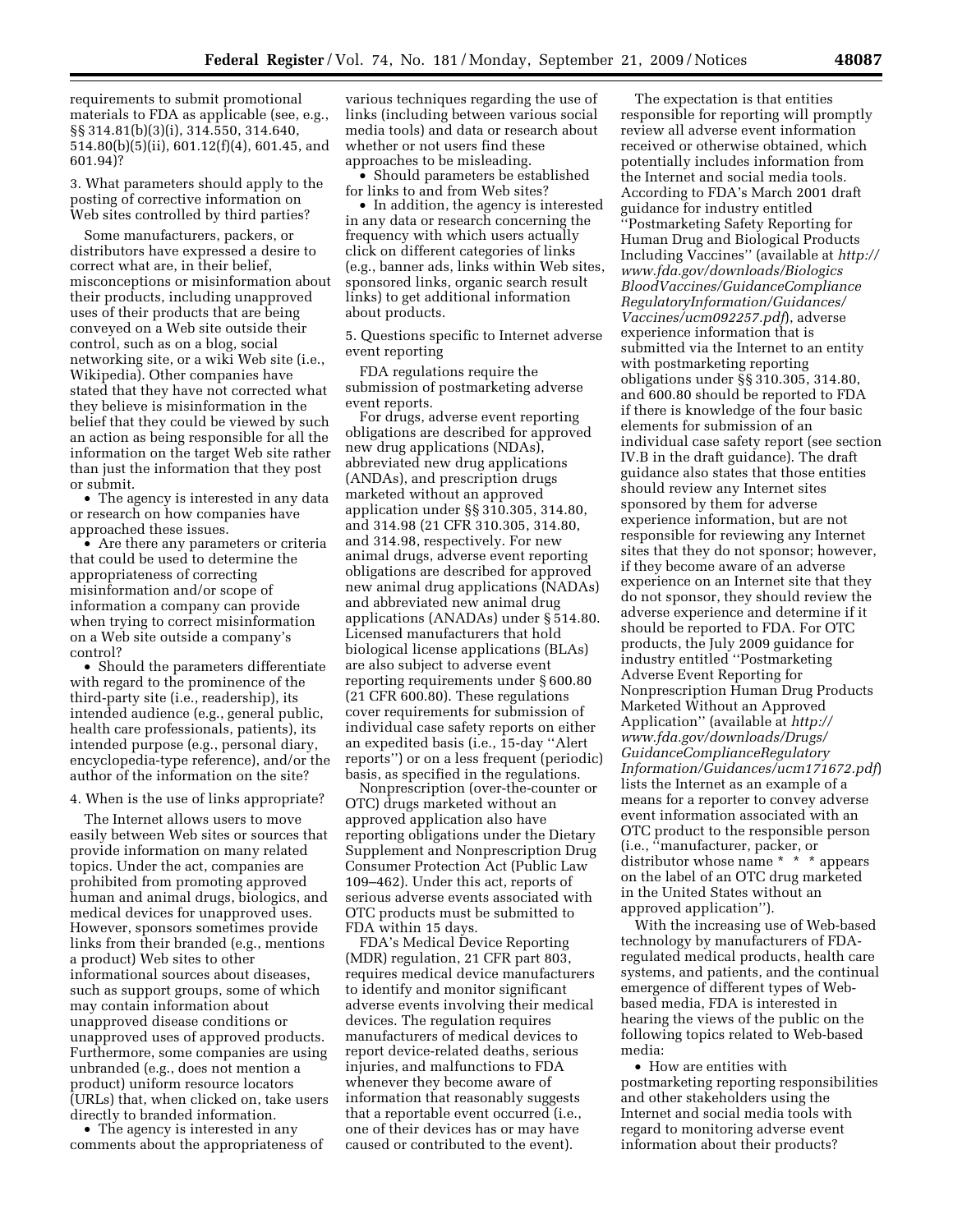requirements to submit promotional materials to FDA as applicable (see, e.g., §§ 314.81(b)(3)(i), 314.550, 314.640, 514.80(b)(5)(ii), 601.12(f)(4), 601.45, and 601.94)?

3. What parameters should apply to the posting of corrective information on Web sites controlled by third parties?

Some manufacturers, packers, or distributors have expressed a desire to correct what are, in their belief, misconceptions or misinformation about their products, including unapproved uses of their products that are being conveyed on a Web site outside their control, such as on a blog, social networking site, or a wiki Web site (i.e., Wikipedia). Other companies have stated that they have not corrected what they believe is misinformation in the belief that they could be viewed by such an action as being responsible for all the information on the target Web site rather than just the information that they post or submit.

- The agency is interested in any data or research on how companies have approached these issues.
- Are there any parameters or criteria that could be used to determine the appropriateness of correcting misinformation and/or scope of information a company can provide when trying to correct misinformation on a Web site outside a company's control?
- Should the parameters differentiate with regard to the prominence of the third-party site (i.e., readership), its intended audience (e.g., general public, health care professionals, patients), its intended purpose (e.g., personal diary, encyclopedia-type reference), and/or the author of the information on the site?

4. When is the use of links appropriate?

The Internet allows users to move easily between Web sites or sources that provide information on many related topics. Under the act, companies are prohibited from promoting approved human and animal drugs, biologics, and medical devices for unapproved uses. However, sponsors sometimes provide links from their branded (e.g., mentions a product) Web sites to other informational sources about diseases, such as support groups, some of which may contain information about unapproved disease conditions or unapproved uses of approved products. Furthermore, some companies are using unbranded (e.g., does not mention a product) uniform resource locators (URLs) that, when clicked on, take users directly to branded information.

- The agency is interested in any comments about the appropriateness of various techniques regarding the use of links (including between various social media tools) and data or research about whether or not users find these approaches to be misleading.
- Should parameters be established for links to and from Web sites?
- In addition, the agency is interested in any data or research concerning the frequency with which users actually click on different categories of links (e.g., banner ads, links within Web sites, sponsored links, organic search result links) to get additional information about products.

5. Questions specific to Internet adverse event reporting

FDA regulations require the submission of postmarketing adverse event reports.

For drugs, adverse event reporting obligations are described for approved new drug applications (NDAs), abbreviated new drug applications (ANDAs), and prescription drugs marketed without an approved application under §§ 310.305, 314.80, and 314.98 (21 CFR 310.305, 314.80, and 314.98, respectively). For new animal drugs, adverse event reporting obligations are described for approved new animal drug applications (NADAs) and abbreviated new animal drug applications (ANADAs) under § 514.80. Licensed manufacturers that hold biological license applications (BLAs) are also subject to adverse event reporting requirements under § 600.80 (21 CFR 600.80). These regulations cover requirements for submission of individual case safety reports on either an expedited basis (i.e., 15-day "Alert reports") or on a less frequent (periodic) basis, as specified in the regulations.

Nonprescription (over-the-counter or OTC) drugs marketed without an approved application also have reporting obligations under the Dietary Supplement and Nonprescription Drug Consumer Protection Act (Public Law 109–462). Under this act, reports of serious adverse events associated with OTC products must be submitted to FDA within 15 days.

FDA's Medical Device Reporting (MDR) regulation, 21 CFR part 803, requires medical device manufacturers to identify and monitor significant adverse events involving their medical devices. The regulation requires manufacturers of medical devices to report device-related deaths, serious injuries, and malfunctions to FDA whenever they become aware of information that reasonably suggests that a reportable event occurred (i.e., one of their devices has or may have caused or contributed to the event).

The expectation is that entities responsible for reporting will promptly review all adverse event information received or otherwise obtained, which potentially includes information from the Internet and social media tools. According to FDA's March 2001 draft guidance for industry entitled "Postmarketing Safety Reporting for Human Drug and Biological Products Including Vaccines" (available at *http://www.fda.gov/downloads/BiologicsBloodVaccines/GuidanceCompliance RegulatoryInformation/Guidances/Vaccines/ucm092257.pdf*), adverse experience information that is submitted via the Internet to an entity with postmarketing reporting obligations under §§ 310.305, 314.80, and 600.80 should be reported to FDA if there is knowledge of the four basic elements for submission of an individual case safety report (see section IV.B in the draft guidance). The draft guidance also states that those entities should review any Internet sites sponsored by them for adverse experience information, but are not responsible for reviewing any Internet sites that they do not sponsor; however, if they become aware of an adverse experience on an Internet site that they do not sponsor, they should review the adverse experience and determine if it should be reported to FDA. For OTC products, the July 2009 guidance for industry entitled "Postmarketing Adverse Event Reporting for Nonprescription Human Drug Products Marketed Without an Approved Application" (available at *http://www.fda.gov/downloads/Drugs/GuidanceComplianceRegulatoryInformation/Guidances/ucm171672.pdf*) lists the Internet as an example of a means for a reporter to convey adverse event information associated with an OTC product to the responsible person (i.e., "manufacturer, packer, or distributor whose name * * * appears on the label of an OTC drug marketed in the United States without an approved application").

With the increasing use of Web-based technology by manufacturers of FDA-regulated medical products, health care systems, and patients, and the continual emergence of different types of Web-based media, FDA is interested in hearing the views of the public on the following topics related to Web-based media:

- How are entities with postmarketing reporting responsibilities and other stakeholders using the Internet and social media tools with regard to monitoring adverse event information about their products?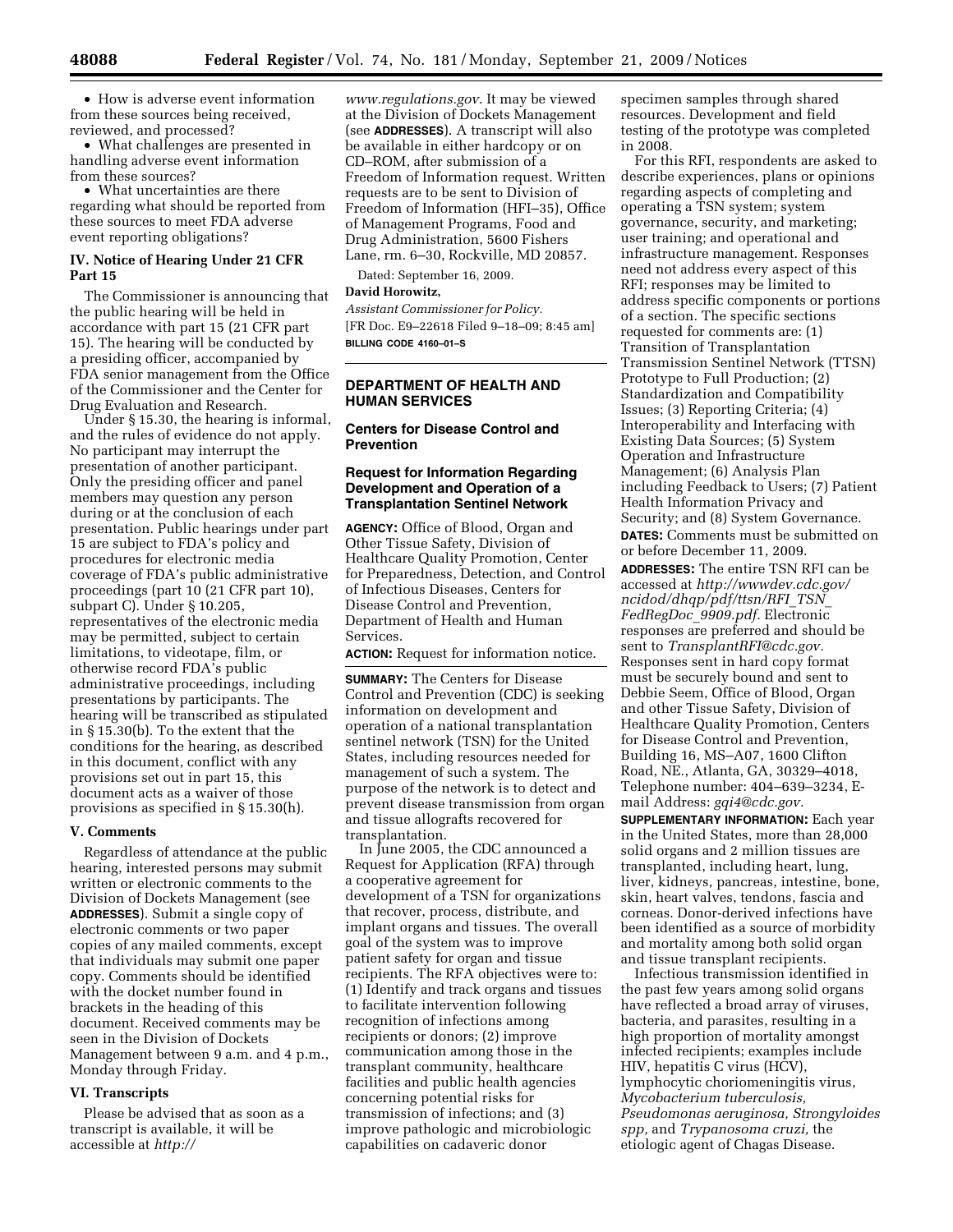- How is adverse event information from these sources being received, reviewed, and processed?
- What challenges are presented in handling adverse event information from these sources?
- What uncertainties are there regarding what should be reported from these sources to meet FDA adverse event reporting obligations?

### IV. Notice of Hearing Under 21 CFR Part 15

The Commissioner is announcing that the public hearing will be held in accordance with part 15 (21 CFR part 15). The hearing will be conducted by a presiding officer, accompanied by FDA senior management from the Office of the Commissioner and the Center for Drug Evaluation and Research.

Under § 15.30, the hearing is informal, and the rules of evidence do not apply. No participant may interrupt the presentation of another participant. Only the presiding officer and panel members may question any person during or at the conclusion of each presentation. Public hearings under part 15 are subject to FDA's policy and procedures for electronic media coverage of FDA's public administrative proceedings (part 10 (21 CFR part 10), subpart C). Under § 10.205, representatives of the electronic media may be permitted, subject to certain limitations, to videotape, film, or otherwise record FDA's public administrative proceedings, including presentations by participants. The hearing will be transcribed as stipulated in § 15.30(b). To the extent that the conditions for the hearing, as described in this document, conflict with any provisions set out in part 15, this document acts as a waiver of those provisions as specified in § 15.30(h).

### V. Comments

Regardless of attendance at the public hearing, interested persons may submit written or electronic comments to the Division of Dockets Management (see **ADDRESSES**). Submit a single copy of electronic comments or two paper copies of any mailed comments, except that individuals may submit one paper copy. Comments should be identified with the docket number found in brackets in the heading of this document. Received comments may be seen in the Division of Dockets Management between 9 a.m. and 4 p.m., Monday through Friday.

### VI. Transcripts

Please be advised that as soon as a transcript is available, it will be accessible at *http://www.regulations.gov.* It may be viewed at the Division of Dockets Management (see **ADDRESSES**). A transcript will also be available in either hardcopy or on CD–ROM, after submission of a Freedom of Information request. Written requests are to be sent to Division of Freedom of Information (HFI–35), Office of Management Programs, Food and Drug Administration, 5600 Fishers Lane, rm. 6–30, Rockville, MD 20857.

Dated: September 16, 2009.

**David Horowitz,**

*Assistant Commissioner for Policy.*

[FR Doc. E9–22618 Filed 9–18–09; 8:45 am]

**BILLING CODE 4160–01–S**

---

## DEPARTMENT OF HEALTH AND HUMAN SERVICES

### Centers for Disease Control and Prevention

### Request for Information Regarding Development and Operation of a Transplantation Sentinel Network

**AGENCY:** Office of Blood, Organ and Other Tissue Safety, Division of Healthcare Quality Promotion, Center for Preparedness, Detection, and Control of Infectious Diseases, Centers for Disease Control and Prevention, Department of Health and Human Services.

**ACTION:** Request for information notice.

**SUMMARY:** The Centers for Disease Control and Prevention (CDC) is seeking information on development and operation of a national transplantation sentinel network (TSN) for the United States, including resources needed for management of such a system. The purpose of the network is to detect and prevent disease transmission from organ and tissue allografts recovered for transplantation.

In June 2005, the CDC announced a Request for Application (RFA) through a cooperative agreement for development of a TSN for organizations that recover, process, distribute, and implant organs and tissues. The overall goal of the system was to improve patient safety for organ and tissue recipients. The RFA objectives were to: (1) Identify and track organs and tissues to facilitate intervention following recognition of infections among recipients or donors; (2) improve communication among those in the transplant community, healthcare facilities and public health agencies concerning potential risks for transmission of infections; and (3) improve pathologic and microbiologic capabilities on cadaveric donor specimen samples through shared resources. Development and field testing of the prototype was completed in 2008.

For this RFI, respondents are asked to describe experiences, plans or opinions regarding aspects of completing and operating a TSN system; system governance, security, and marketing; user training; and operational and infrastructure management. Responses need not address every aspect of this RFI; responses may be limited to address specific components or portions of a section. The specific sections requested for comments are: (1) Transition of Transplantation Transmission Sentinel Network (TTSN) Prototype to Full Production; (2) Standardization and Compatibility Issues; (3) Reporting Criteria; (4) Interoperability and Interfacing with Existing Data Sources; (5) System Operation and Infrastructure Management; (6) Analysis Plan including Feedback to Users; (7) Patient Health Information Privacy and Security; and (8) System Governance.

**DATES:** Comments must be submitted on or before December 11, 2009.

**ADDRESSES:** The entire TSN RFI can be accessed at *http://wwwdev.cdc.gov/ncidod/dhqp/pdf/ttsn/RFI_TSN_FedRegDoc_9909.pdf.* Electronic responses are preferred and should be sent to *TransplantRFI@cdc.gov.* Responses sent in hard copy format must be securely bound and sent to Debbie Seem, Office of Blood, Organ and other Tissue Safety, Division of Healthcare Quality Promotion, Centers for Disease Control and Prevention, Building 16, MS–A07, 1600 Clifton Road, NE., Atlanta, GA, 30329–4018, Telephone number: 404–639–3234, E-mail Address: *gqi4@cdc.gov.*

**SUPPLEMENTARY INFORMATION:** Each year in the United States, more than 28,000 solid organs and 2 million tissues are transplanted, including heart, lung, liver, kidneys, pancreas, intestine, bone, skin, heart valves, tendons, fascia and corneas. Donor-derived infections have been identified as a source of morbidity and mortality among both solid organ and tissue transplant recipients.

Infectious transmission identified in the past few years among solid organs have reflected a broad array of viruses, bacteria, and parasites, resulting in a high proportion of mortality amongst infected recipients; examples include HIV, hepatitis C virus (HCV), lymphocytic choriomeningitis virus, *Mycobacterium tuberculosis, Pseudomonas aeruginosa, Strongyloides spp,* and *Trypanosoma cruzi,* the etiologic agent of Chagas Disease.